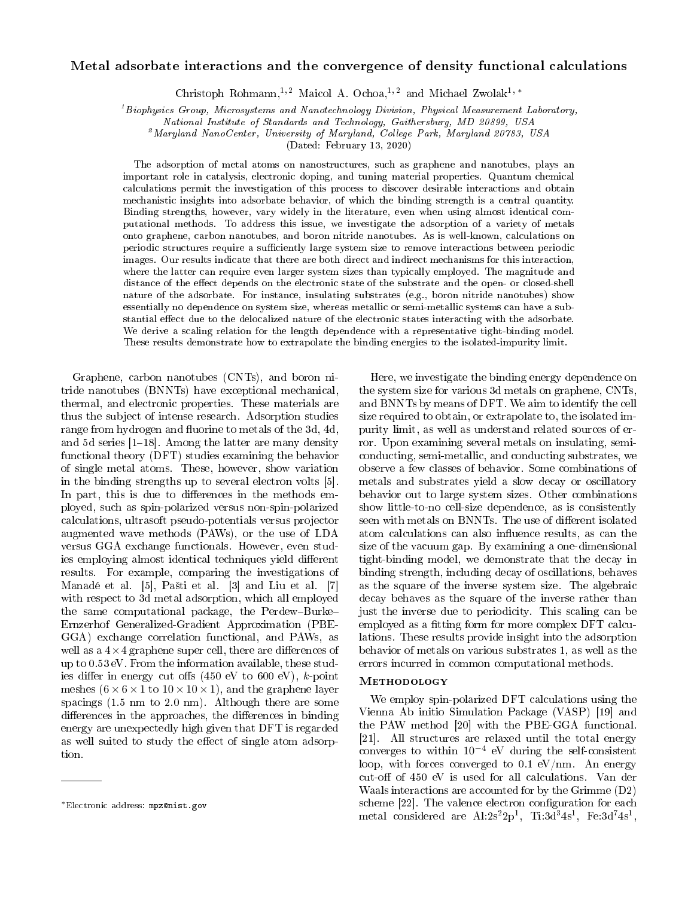# Metal adsorbate interactions and the convergence of density functional calculations

Christoph Rohmann,[1,2] Maicol A. Ochoa,[1,2] and Michael Zwolak[1,*]

[1]Biophysics Group, Microsystems and Nanotechnology Division, Physical Measurement Laboratory, National Institute of Standards and Technology, Gaithersburg, MD 20899, USA

[2]Maryland NanoCenter, University of Maryland, College Park, Maryland 20783, USA

(Dated: February 13, 2020)

The adsorption of metal atoms on nanostructures, such as graphene and nanotubes, plays an important role in catalysis, electronic doping, and tuning material properties. Quantum chemical calculations permit the investigation of this process to discover desirable interactions and obtain mechanistic insights into adsorbate behavior, of which the binding strength is a central quantity. Binding strengths, however, vary widely in the literature, even when using almost identical computational methods. To address this issue, we investigate the adsorption of a variety of metals onto graphene, carbon nanotubes, and boron nitride nanotubes. As is well-known, calculations on periodic structures require a sufficiently large system size to remove interactions between periodic images. Our results indicate that there are both direct and indirect mechanisms for this interaction, where the latter can require even larger system sizes than typically employed. The magnitude and distance of the effect depends on the electronic state of the substrate and the open- or closed-shell nature of the adsorbate. For instance, insulating substrates (e.g., boron nitride nanotubes) show essentially no dependence on system size, whereas metallic or semi-metallic systems can have a substantial effect due to the delocalized nature of the electronic states interacting with the adsorbate. We derive a scaling relation for the length dependence with a representative tight-binding model. These results demonstrate how to extrapolate the binding energies to the isolated-impurity limit.

Graphene, carbon nanotubes (CNTs), and boron nitride nanotubes (BNNTs) have exceptional mechanical, thermal, and electronic properties. These materials are thus the subject of intense research. Adsorption studies range from hydrogen and fluorine to metals of the 3d, 4d, and 5d series [1–18]. Among the latter are many density functional theory (DFT) studies examining the behavior of single metal atoms. These, however, show variation in the binding strengths up to several electron volts [5]. In part, this is due to differences in the methods employed, such as spin-polarized versus non-spin-polarized calculations, ultrasoft pseudo-potentials versus projector augmented wave methods (PAWs), or the use of LDA versus GGA exchange functionals. However, even studies employing almost identical techniques yield different results. For example, comparing the investigations of Manadé et al. [5], Pašti et al. [3] and Liu et al. [7] with respect to 3d metal adsorption, which all employed the same computational package, the Perdew–Burke–Ernzerhof Generalized-Gradient Approximation (PBE-GGA) exchange correlation functional, and PAWs, as well as a $4\times4$ graphene super cell, there are differences of up to 0.53 eV. From the information available, these studies differ in energy cut offs (450 eV to 600 eV), $k$-point meshes ($6\times6\times1$ to $10\times10\times1$), and the graphene layer spacings (1.5 nm to 2.0 nm). Although there are some differences in the approaches, the differences in binding energy are unexpectedly high given that DFT is regarded as well suited to study the effect of single atom adsorption.

Here, we investigate the binding energy dependence on the system size for various 3d metals on graphene, CNTs, and BNNTs by means of DFT. We aim to identify the cell size required to obtain, or extrapolate to, the isolated impurity limit, as well as understand related sources of error. Upon examining several metals on insulating, semiconducting, semi-metallic, and conducting substrates, we observe a few classes of behavior. Some combinations of metals and substrates yield a slow decay or oscillatory behavior out to large system sizes. Other combinations show little-to-no cell-size dependence, as is consistently seen with metals on BNNTs. The use of different isolated atom calculations can also influence results, as can the size of the vacuum gap. By examining a one-dimensional tight-binding model, we demonstrate that the decay in binding strength, including decay of oscillations, behaves as the square of the inverse system size. The algebraic decay behaves as the square of the inverse rather than just the inverse due to periodicity. This scaling can be employed as a fitting form for more complex DFT calculations. These results provide insight into the adsorption behavior of metals on various substrates 1, as well as the errors incurred in common computational methods.

## Methodology

We employ spin-polarized DFT calculations using the Vienna Ab initio Simulation Package (VASP) [19] and the PAW method [20] with the PBE-GGA functional. [21]. All structures are relaxed until the total energy converges to within $10^{-4}$ eV during the self-consistent loop, with forces converged to 0.1 eV/nm. An energy cut-off of 450 eV is used for all calculations. Van der Waals interactions are accounted for by the Grimme (D2) scheme [22]. The valence electron configuration for each metal considered are Al:$2s^22p^1$, Ti:$3d^34s^1$, Fe:$3d^74s^1$,

---

*Electronic address: mpz@nist.gov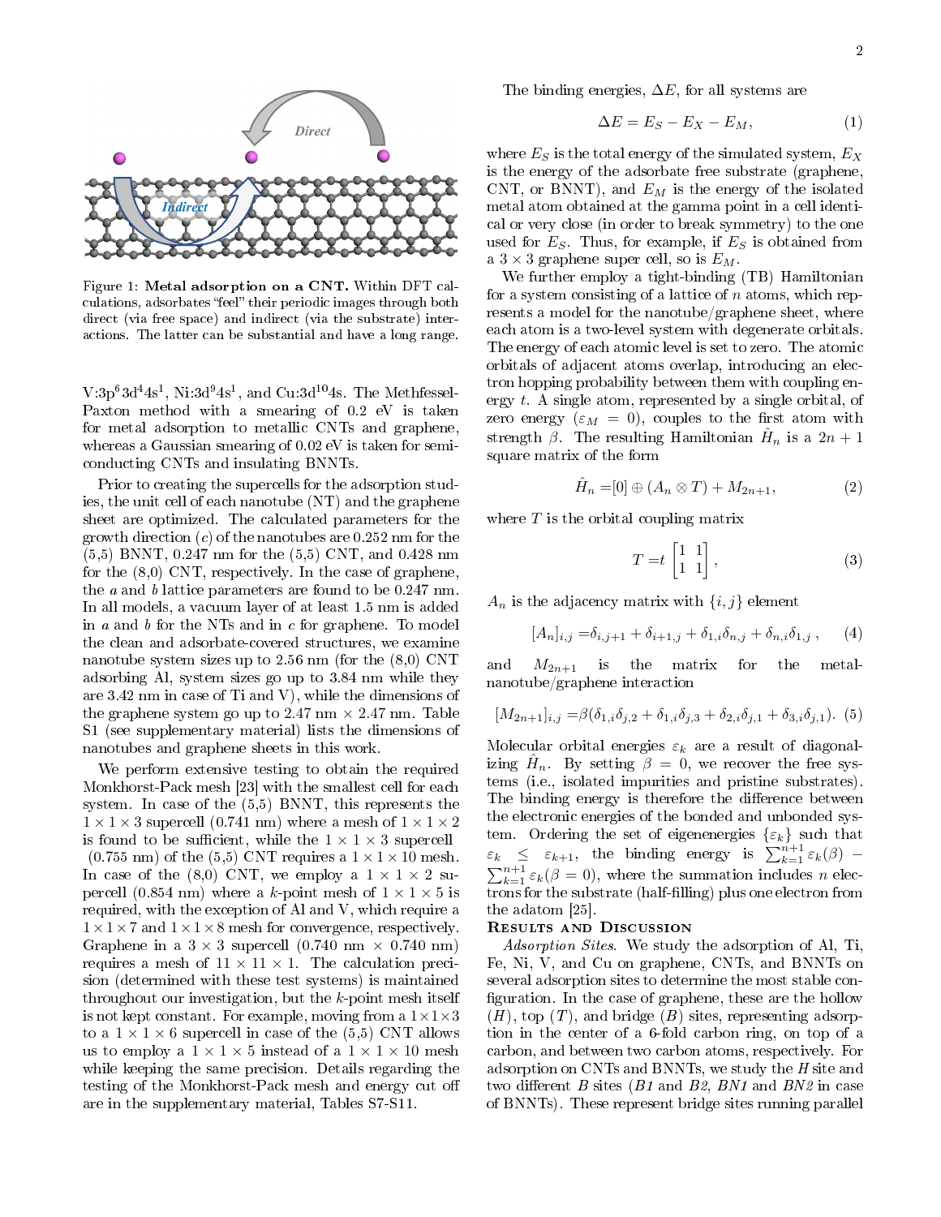Figure 1: **Metal adsorption on a CNT.** Within DFT calculations, adsorbates "feel" their periodic images through both direct (via free space) and indirect (via the substrate) interactions. The latter can be substantial and have a long range.

V:$3p^6 3d^4 4s^1$, Ni:$3d^9 4s^1$, and Cu:$3d^{10} 4s$. The Methfessel-Paxton method with a smearing of 0.2 eV is taken for metal adsorption to metallic CNTs and graphene, whereas a Gaussian smearing of 0.02 eV is taken for semiconducting CNTs and insulating BNNTs.

Prior to creating the supercells for the adsorption studies, the unit cell of each nanotube (NT) and the graphene sheet are optimized. The calculated parameters for the growth direction ($c$) of the nanotubes are 0.252 nm for the (5,5) BNNT, 0.247 nm for the (5,5) CNT, and 0.428 nm for the (8,0) CNT, respectively. In the case of graphene, the $a$ and $b$ lattice parameters are found to be 0.247 nm. In all models, a vacuum layer of at least 1.5 nm is added in $a$ and $b$ for the NTs and in $c$ for graphene. To model the clean and adsorbate-covered structures, we examine nanotube system sizes up to 2.56 nm (for the (8,0) CNT adsorbing Al, system sizes go up to 3.84 nm while they are 3.42 nm in case of Ti and V), while the dimensions of the graphene system go up to 2.47 nm × 2.47 nm. Table S1 (see supplementary material) lists the dimensions of nanotubes and graphene sheets in this work.

We perform extensive testing to obtain the required Monkhorst-Pack mesh [23] with the smallest cell for each system. In case of the (5,5) BNNT, this represents the $1 \times 1 \times 3$ supercell (0.741 nm) where a mesh of $1 \times 1 \times 2$ is found to be sufficient, while the $1 \times 1 \times 3$ supercell (0.755 nm) of the (5,5) CNT requires a $1 \times 1 \times 10$ mesh. In case of the (8,0) CNT, we employ a $1 \times 1 \times 2$ supercell (0.854 nm) where a $k$-point mesh of $1 \times 1 \times 5$ is required, with the exception of Al and V, which require a $1 \times 1 \times 7$ and $1 \times 1 \times 8$ mesh for convergence, respectively. Graphene in a $3 \times 3$ supercell (0.740 nm × 0.740 nm) requires a mesh of $11 \times 11 \times 1$. The calculation precision (determined with these test systems) is maintained throughout our investigation, but the $k$-point mesh itself is not kept constant. For example, moving from a $1 \times 1 \times 3$ to a $1 \times 1 \times 6$ supercell in case of the (5,5) CNT allows us to employ a $1 \times 1 \times 5$ instead of a $1 \times 1 \times 10$ mesh while keeping the same precision. Details regarding the testing of the Monkhorst-Pack mesh and energy cut off are in the supplementary material, Tables S7-S11.

The binding energies, $\Delta E$, for all systems are

$$\Delta E = E_S - E_X - E_M, \tag{1}$$

where $E_S$ is the total energy of the simulated system, $E_X$ is the energy of the adsorbate free substrate (graphene, CNT, or BNNT), and $E_M$ is the energy of the isolated metal atom obtained at the gamma point in a cell identical or very close (in order to break symmetry) to the one used for $E_S$. Thus, for example, if $E_S$ is obtained from a $3 \times 3$ graphene super cell, so is $E_M$.

We further employ a tight-binding (TB) Hamiltonian for a system consisting of a lattice of $n$ atoms, which represents a model for the nanotube/graphene sheet, where each atom is a two-level system with degenerate orbitals. The energy of each atomic level is set to zero. The atomic orbitals of adjacent atoms overlap, introducing an electron hopping probability between them with coupling energy $t$. A single atom, represented by a single orbital, of zero energy ($\varepsilon_M = 0$), couples to the first atom with strength $\beta$. The resulting Hamiltonian $\hat{H}_n$ is a $2n+1$ square matrix of the form

$$\hat{H}_n = [0] \oplus (A_n \otimes T) + M_{2n+1}, \tag{2}$$

where $T$ is the orbital coupling matrix

$$T = t \begin{bmatrix} 1 & 1 \\ 1 & 1 \end{bmatrix}, \tag{3}$$

$A_n$ is the adjacency matrix with $\{i, j\}$ element

$$[A_n]_{i,j} = \delta_{i,j+1} + \delta_{i+1,j} + \delta_{1,i}\delta_{n,j} + \delta_{n,i}\delta_{1,j}, \tag{4}$$

and $M_{2n+1}$ is the matrix for the metal-nanotube/graphene interaction

$$[M_{2n+1}]_{i,j} = \beta(\delta_{1,i}\delta_{j,2} + \delta_{1,i}\delta_{j,3} + \delta_{2,i}\delta_{j,1} + \delta_{3,i}\delta_{j,1}). \tag{5}$$

Molecular orbital energies $\varepsilon_k$ are a result of diagonalizing $\hat{H}_n$. By setting $\beta = 0$, we recover the free systems (i.e., isolated impurities and pristine substrates). The binding energy is therefore the difference between the electronic energies of the bonded and unbonded system. Ordering the set of eigenenergies $\{\varepsilon_k\}$ such that $\varepsilon_k \leq \varepsilon_{k+1}$, the binding energy is $\sum_{k=1}^{n+1} \varepsilon_k(\beta) - \sum_{k=1}^{n+1} \varepsilon_k(\beta = 0)$, where the summation includes $n$ electrons for the substrate (half-filling) plus one electron from the adatom [25].

## Results and Discussion

*Adsorption Sites.* We study the adsorption of Al, Ti, Fe, Ni, V, and Cu on graphene, CNTs, and BNNTs on several adsorption sites to determine the most stable configuration. In the case of graphene, these are the hollow ($H$), top ($T$), and bridge ($B$) sites, representing adsorption in the center of a 6-fold carbon ring, on top of a carbon, and between two carbon atoms, respectively. For adsorption on CNTs and BNNTs, we study the $H$ site and two different $B$ sites ($B1$ and $B2$, $BN1$ and $BN2$ in case of BNNTs). These represent bridge sites running parallel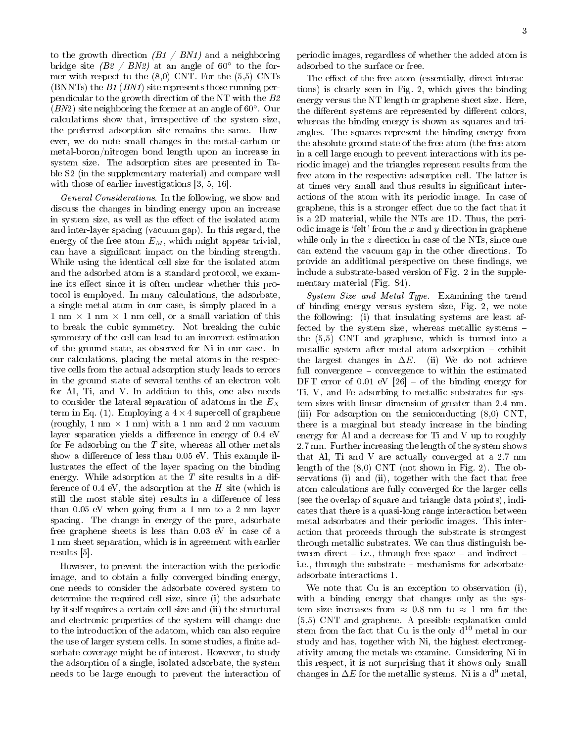to the growth direction *(B1 / BN1)* and a neighboring bridge site *(B2 / BN2)* at an angle of 60° to the former with respect to the (8,0) CNT. For the (5,5) CNTs (BNNTs) the *B1* (*BN1*) site represents those running perpendicular to the growth direction of the NT with the *B2* (*BN2*) site neighboring the former at an angle of 60°. Our calculations show that, irrespective of the system size, the preferred adsorption site remains the same. However, we do note small changes in the metal-carbon or metal-boron/nitrogen bond length upon an increase in system size. The adsorption sites are presented in Table S2 (in the supplementary material) and compare well with those of earlier investigations [3, 5, 16].

*General Considerations.* In the following, we show and discuss the changes in binding energy upon an increase in system size, as well as the effect of the isolated atom and inter-layer spacing (vacuum gap). In this regard, the energy of the free atom $E_M$, which might appear trivial, can have a significant impact on the binding strength. While using the identical cell size for the isolated atom and the adsorbed atom is a standard protocol, we examine its effect since it is often unclear whether this protocol is employed. In many calculations, the adsorbate, a single metal atom in our case, is simply placed in a 1 nm × 1 nm × 1 nm cell, or a small variation of this to break the cubic symmetry. Not breaking the cubic symmetry of the cell can lead to an incorrect estimation of the ground state, as observed for Ni in our case. In our calculations, placing the metal atoms in the respective cells from the actual adsorption study leads to errors in the ground state of several tenths of an electron volt for Al, Ti, and V. In addition to this, one also needs to consider the lateral separation of adatoms in the $E_X$ term in Eq. (1). Employing a $4 \times 4$ supercell of graphene (roughly, 1 nm × 1 nm) with a 1 nm and 2 nm vacuum layer separation yields a difference in energy of 0.4 eV for Fe adsorbing on the *T* site, whereas all other metals show a difference of less than 0.05 eV. This example illustrates the effect of the layer spacing on the binding energy. While adsorption at the *T* site results in a difference of 0.4 eV, the adsorption at the *H* site (which is still the most stable site) results in a difference of less than 0.05 eV when going from a 1 nm to a 2 nm layer spacing. The change in energy of the pure, adsorbate free graphene sheets is less than 0.03 eV in case of a 1 nm sheet separation, which is in agreement with earlier results [5].

However, to prevent the interaction with the periodic image, and to obtain a fully converged binding energy, one needs to consider the adsorbate covered system to determine the required cell size, since (i) the adsorbate by itself requires a certain cell size and (ii) the structural and electronic properties of the system will change due to the introduction of the adatom, which can also require the use of larger system cells. In some studies, a finite adsorbate coverage might be of interest. However, to study the adsorption of a single, isolated adsorbate, the system needs to be large enough to prevent the interaction of periodic images, regardless of whether the added atom is adsorbed to the surface or free.

The effect of the free atom (essentially, direct interactions) is clearly seen in Fig. 2, which gives the binding energy versus the NT length or graphene sheet size. Here, the different systems are represented by different colors, whereas the binding energy is shown as squares and triangles. The squares represent the binding energy from the absolute ground state of the free atom (the free atom in a cell large enough to prevent interactions with its periodic image) and the triangles represent results from the free atom in the respective adsorption cell. The latter is at times very small and thus results in significant interactions of the atom with its periodic image. In case of graphene, this is a stronger effect due to the fact that it is a 2D material, while the NTs are 1D. Thus, the periodic image is 'felt' from the *x* and *y* direction in graphene while only in the *z* direction in case of the NTs, since one can extend the vacuum gap in the other directions. To provide an additional perspective on these findings, we include a substrate-based version of Fig. 2 in the supplementary material (Fig. S4).

*System Size and Metal Type.* Examining the trend of binding energy versus system size, Fig. 2, we note the following: (i) that insulating systems are least affected by the system size, whereas metallic systems – the (5,5) CNT and graphene, which is turned into a metallic system after metal atom adsorption – exhibit the largest changes in $\Delta E$. (ii) We do not achieve full convergence – convergence to within the estimated DFT error of 0.01 eV [26] – of the binding energy for Ti, V, and Fe adsorbing to metallic substrates for system sizes with linear dimension of greater than 2.4 nm. (iii) For adsorption on the semiconducting (8,0) CNT, there is a marginal but steady increase in the binding energy for Al and a decrease for Ti and V up to roughly 2.7 nm. Further increasing the length of the system shows that Al, Ti and V are actually converged at a 2.7 nm length of the (8,0) CNT (not shown in Fig. 2). The observations (i) and (ii), together with the fact that free atom calculations are fully converged for the larger cells (see the overlap of square and triangle data points), indicates that there is a quasi-long range interaction between metal adsorbates and their periodic images. This interaction that proceeds through the substrate is strongest through metallic substrates. We can thus distinguish between direct – i.e., through free space – and indirect – i.e., through the substrate – mechanisms for adsorbate-adsorbate interactions 1.

We note that Cu is an exception to observation (i), with a binding energy that changes only as the system size increases from ≈ 0.8 nm to ≈ 1 nm for the (5,5) CNT and graphene. A possible explanation could stem from the fact that Cu is the only $d^{10}$ metal in our study and has, together with Ni, the highest electronegativity among the metals we examine. Considering Ni in this respect, it is not surprising that it shows only small changes in $\Delta E$ for the metallic systems. Ni is a $d^9$ metal,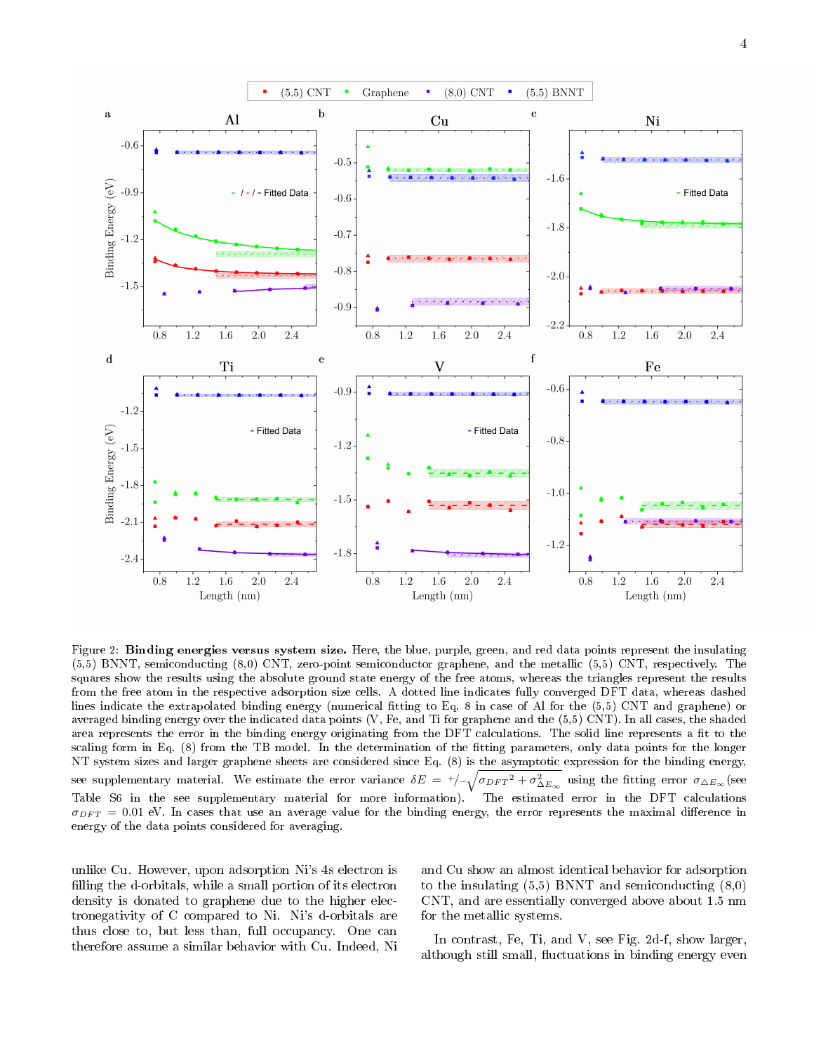Figure 2: **Binding energies versus system size.** Here, the blue, purple, green, and red data points represent the insulating (5,5) BNNT, semiconducting (8,0) CNT, zero-point semiconductor graphene, and the metallic (5,5) CNT, respectively. The squares show the results using the absolute ground state energy of the free atoms, whereas the triangles represent the results from the free atom in the respective adsorption size cells. A dotted line indicates fully converged DFT data, whereas dashed lines indicate the extrapolated binding energy (numerical fitting to Eq. 8 in case of Al for the (5,5) CNT and graphene) or averaged binding energy over the indicated data points (V, Fe, and Ti for graphene and the (5,5) CNT). In all cases, the shaded area represents the error in the binding energy originating from the DFT calculations. The solid line represents a fit to the scaling form in Eq. (8) from the TB model. In the determination of the fitting parameters, only data points for the longer NT system sizes and larger graphene sheets are considered since Eq. (8) is the asymptotic expression for the binding energy, see supplementary material. We estimate the error variance $\delta E = {}^{+}/_{-}\sqrt{\sigma_{DFT}{}^{2} + \sigma^{2}_{\triangle E_{\infty}}}$ using the fitting error $\sigma_{\triangle E_{\infty}}$ (see Table S6 in the see supplementary material for more information). The estimated error in the DFT calculations $\sigma_{DFT} = 0.01$ eV. In cases that use an average value for the binding energy, the error represents the maximal difference in energy of the data points considered for averaging.

unlike Cu. However, upon adsorption Ni's 4s electron is filling the d-orbitals, while a small portion of its electron density is donated to graphene due to the higher electronegativity of C compared to Ni. Ni's d-orbitals are thus close to, but less than, full occupancy. One can therefore assume a similar behavior with Cu. Indeed, Ni and Cu show an almost identical behavior for adsorption to the insulating (5,5) BNNT and semiconducting (8,0) CNT, and are essentially converged above about 1.5 nm for the metallic systems.

In contrast, Fe, Ti, and V, see Fig. 2d-f, show larger, although still small, fluctuations in binding energy even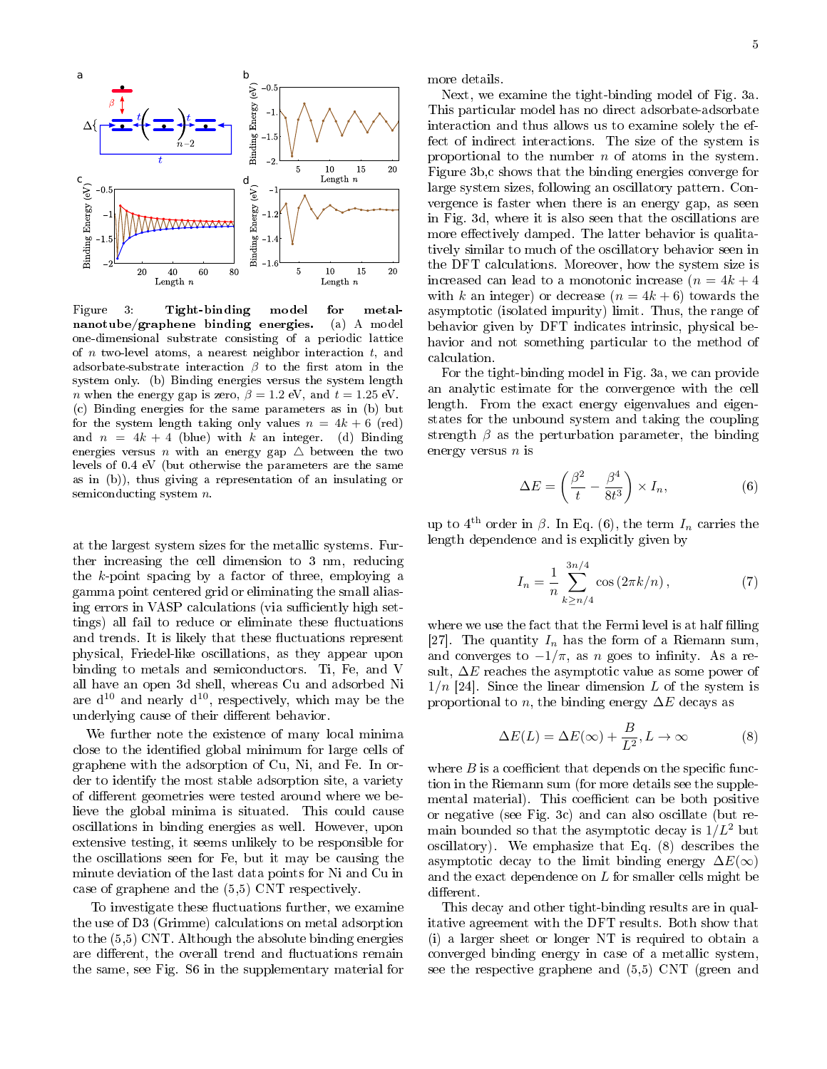Figure 3: **Tight-binding model for metal-nanotube/graphene binding energies.** (a) A model one-dimensional substrate consisting of a periodic lattice of $n$ two-level atoms, a nearest neighbor interaction $t$, and adsorbate-substrate interaction $\beta$ to the first atom in the system only. (b) Binding energies versus the system length $n$ when the energy gap is zero, $\beta = 1.2$ eV, and $t = 1.25$ eV. (c) Binding energies for the same parameters as in (b) but for the system length taking only values $n = 4k + 6$ (red) and $n = 4k + 4$ (blue) with $k$ an integer. (d) Binding energies versus $n$ with an energy gap $\triangle$ between the two levels of 0.4 eV (but otherwise the parameters are the same as in (b)), thus giving a representation of an insulating or semiconducting system $n$.

at the largest system sizes for the metallic systems. Further increasing the cell dimension to 3 nm, reducing the $k$-point spacing by a factor of three, employing a gamma point centered grid or eliminating the small aliasing errors in VASP calculations (via sufficiently high settings) all fail to reduce or eliminate these fluctuations and trends. It is likely that these fluctuations represent physical, Friedel-like oscillations, as they appear upon binding to metals and semiconductors. Ti, Fe, and V all have an open 3d shell, whereas Cu and adsorbed Ni are $d^{10}$ and nearly $d^{10}$, respectively, which may be the underlying cause of their different behavior.

We further note the existence of many local minima close to the identified global minimum for large cells of graphene with the adsorption of Cu, Ni, and Fe. In order to identify the most stable adsorption site, a variety of different geometries were tested around where we believe the global minima is situated. This could cause oscillations in binding energies as well. However, upon extensive testing, it seems unlikely to be responsible for the oscillations seen for Fe, but it may be causing the minute deviation of the last data points for Ni and Cu in case of graphene and the (5,5) CNT respectively.

To investigate these fluctuations further, we examine the use of D3 (Grimme) calculations on metal adsorption to the (5,5) CNT. Although the absolute binding energies are different, the overall trend and fluctuations remain the same, see Fig. S6 in the supplementary material for more details.

Next, we examine the tight-binding model of Fig. 3a. This particular model has no direct adsorbate-adsorbate interaction and thus allows us to examine solely the effect of indirect interactions. The size of the system is proportional to the number $n$ of atoms in the system. Figure 3b,c shows that the binding energies converge for large system sizes, following an oscillatory pattern. Convergence is faster when there is an energy gap, as seen in Fig. 3d, where it is also seen that the oscillations are more effectively damped. The latter behavior is qualitatively similar to much of the oscillatory behavior seen in the DFT calculations. Moreover, how the system size is increased can lead to a monotonic increase ($n = 4k + 4$ with $k$ an integer) or decrease ($n = 4k + 6$) towards the asymptotic (isolated impurity) limit. Thus, the range of behavior given by DFT indicates intrinsic, physical behavior and not something particular to the method of calculation.

For the tight-binding model in Fig. 3a, we can provide an analytic estimate for the convergence with the cell length. From the exact energy eigenvalues and eigenstates for the unbound system and taking the coupling strength $\beta$ as the perturbation parameter, the binding energy versus $n$ is

$$\Delta E = \left(\frac{\beta^2}{t} - \frac{\beta^4}{8t^3}\right) \times I_n, \quad (6)$$

up to 4$^{\text{th}}$ order in $\beta$. In Eq. (6), the term $I_n$ carries the length dependence and is explicitly given by

$$I_n = \frac{1}{n} \sum_{k \geq n/4}^{3n/4} \cos\left(2\pi k/n\right), \quad (7)$$

where we use the fact that the Fermi level is at half filling [27]. The quantity $I_n$ has the form of a Riemann sum, and converges to $-1/\pi$, as $n$ goes to infinity. As a result, $\Delta E$ reaches the asymptotic value as some power of $1/n$ [24]. Since the linear dimension $L$ of the system is proportional to $n$, the binding energy $\Delta E$ decays as

$$\Delta E(L) = \Delta E(\infty) + \frac{B}{L^2}, L \to \infty \quad (8)$$

where $B$ is a coefficient that depends on the specific function in the Riemann sum (for more details see the supplemental material). This coefficient can be both positive or negative (see Fig. 3c) and can also oscillate (but remain bounded so that the asymptotic decay is $1/L^2$ but oscillatory). We emphasize that Eq. (8) describes the asymptotic decay to the limit binding energy $\Delta E(\infty)$ and the exact dependence on $L$ for smaller cells might be different.

This decay and other tight-binding results are in qualitative agreement with the DFT results. Both show that (i) a larger sheet or longer NT is required to obtain a converged binding energy in case of a metallic system, see the respective graphene and (5,5) CNT (green and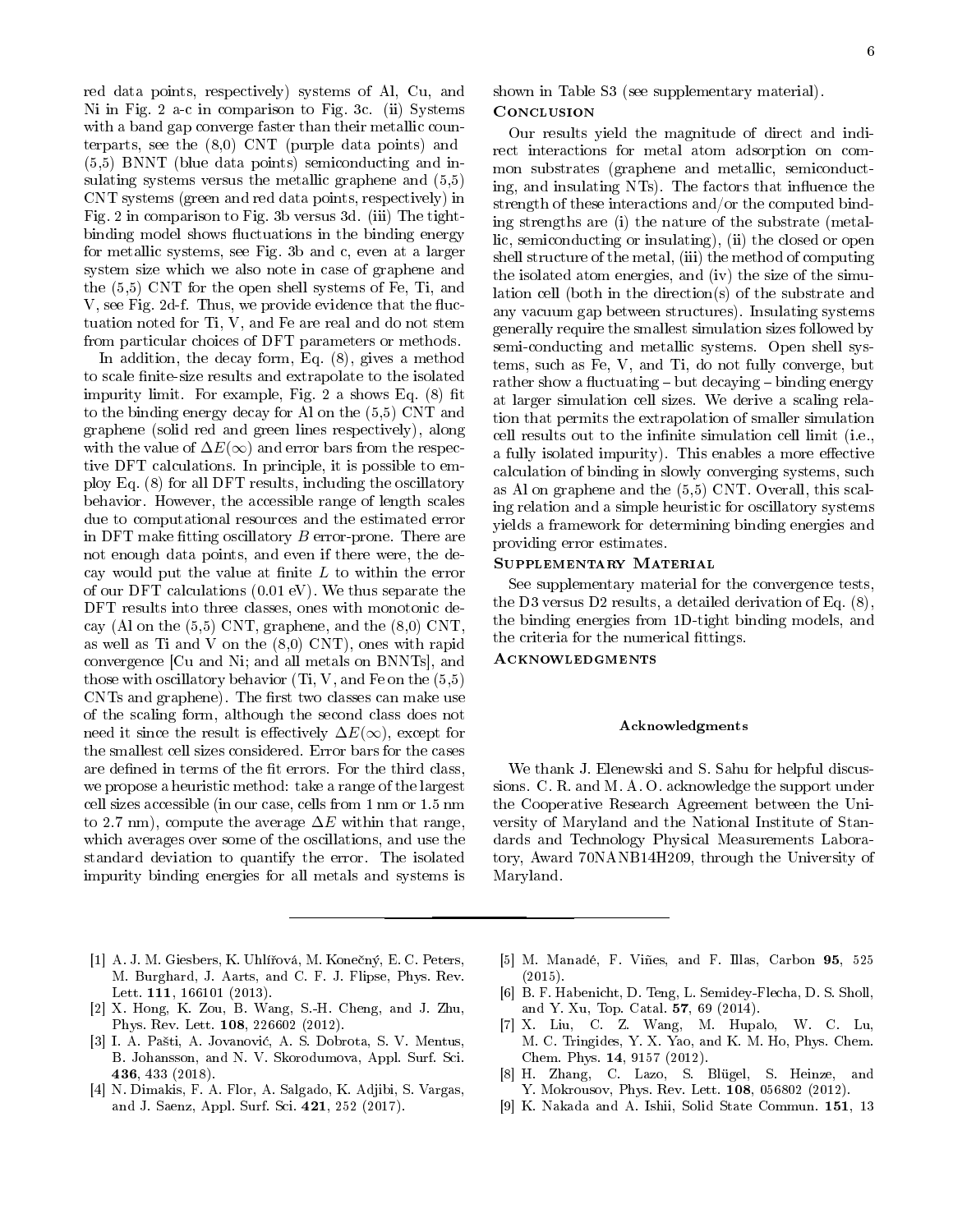red data points, respectively) systems of Al, Cu, and Ni in Fig. 2 a-c in comparison to Fig. 3c. (ii) Systems with a band gap converge faster than their metallic counterparts, see the (8,0) CNT (purple data points) and (5,5) BNNT (blue data points) semiconducting and insulating systems versus the metallic graphene and (5,5) CNT systems (green and red data points, respectively) in Fig. 2 in comparison to Fig. 3b versus 3d. (iii) The tight-binding model shows fluctuations in the binding energy for metallic systems, see Fig. 3b and c, even at a larger system size which we also note in case of graphene and the (5,5) CNT for the open shell systems of Fe, Ti, and V, see Fig. 2d-f. Thus, we provide evidence that the fluctuation noted for Ti, V, and Fe are real and do not stem from particular choices of DFT parameters or methods.

In addition, the decay form, Eq. (8), gives a method to scale finite-size results and extrapolate to the isolated impurity limit. For example, Fig. 2 a shows Eq. (8) fit to the binding energy decay for Al on the (5,5) CNT and graphene (solid red and green lines respectively), along with the value of $\Delta E(\infty)$ and error bars from the respective DFT calculations. In principle, it is possible to employ Eq. (8) for all DFT results, including the oscillatory behavior. However, the accessible range of length scales due to computational resources and the estimated error in DFT make fitting oscillatory $B$ error-prone. There are not enough data points, and even if there were, the decay would put the value at finite $L$ to within the error of our DFT calculations (0.01 eV). We thus separate the DFT results into three classes, ones with monotonic decay (Al on the (5,5) CNT, graphene, and the (8,0) CNT, as well as Ti and V on the (8,0) CNT), ones with rapid convergence [Cu and Ni; and all metals on BNNTs], and those with oscillatory behavior (Ti, V, and Fe on the (5,5) CNTs and graphene). The first two classes can make use of the scaling form, although the second class does not need it since the result is effectively $\Delta E(\infty)$, except for the smallest cell sizes considered. Error bars for the cases are defined in terms of the fit errors. For the third class, we propose a heuristic method: take a range of the largest cell sizes accessible (in our case, cells from 1 nm or 1.5 nm to 2.7 nm), compute the average $\Delta E$ within that range, which averages over some of the oscillations, and use the standard deviation to quantify the error. The isolated impurity binding energies for all metals and systems is shown in Table S3 (see supplementary material).

## Conclusion

Our results yield the magnitude of direct and indirect interactions for metal atom adsorption on common substrates (graphene and metallic, semiconducting, and insulating NTs). The factors that influence the strength of these interactions and/or the computed binding strengths are (i) the nature of the substrate (metallic, semiconducting or insulating), (ii) the closed or open shell structure of the metal, (iii) the method of computing the isolated atom energies, and (iv) the size of the simulation cell (both in the direction(s) of the substrate and any vacuum gap between structures). Insulating systems generally require the smallest simulation sizes followed by semi-conducting and metallic systems. Open shell systems, such as Fe, V, and Ti, do not fully converge, but rather show a fluctuating – but decaying – binding energy at larger simulation cell sizes. We derive a scaling relation that permits the extrapolation of smaller simulation cell results out to the infinite simulation cell limit (i.e., a fully isolated impurity). This enables a more effective calculation of binding in slowly converging systems, such as Al on graphene and the (5,5) CNT. Overall, this scaling relation and a simple heuristic for oscillatory systems yields a framework for determining binding energies and providing error estimates.

## Supplementary Material

See supplementary material for the convergence tests, the D3 versus D2 results, a detailed derivation of Eq. (8), the binding energies from 1D-tight binding models, and the criteria for the numerical fittings.

## Acknowledgments

### Acknowledgments

We thank J. Elenewski and S. Sahu for helpful discussions. C. R. and M. A. O. acknowledge the support under the Cooperative Research Agreement between the University of Maryland and the National Institute of Standards and Technology Physical Measurements Laboratory, Award 70NANB14H209, through the University of Maryland.

---

[1] A. J. M. Giesbers, K. Uhlířová, M. Konečný, E. C. Peters, M. Burghard, J. Aarts, and C. F. J. Flipse, Phys. Rev. Lett. **111**, 166101 (2013).

[2] X. Hong, K. Zou, B. Wang, S.-H. Cheng, and J. Zhu, Phys. Rev. Lett. **108**, 226602 (2012).

[3] I. A. Pašti, A. Jovanović, A. S. Dobrota, S. V. Mentus, B. Johansson, and N. V. Skorodumova, Appl. Surf. Sci. **436**, 433 (2018).

[4] N. Dimakis, F. A. Flor, A. Salgado, K. Adjibi, S. Vargas, and J. Saenz, Appl. Surf. Sci. **421**, 252 (2017).

[5] M. Manadé, F. Viñes, and F. Illas, Carbon **95**, 525 (2015).

[6] B. F. Habenicht, D. Teng, L. Semidey-Flecha, D. S. Sholl, and Y. Xu, Top. Catal. **57**, 69 (2014).

[7] X. Liu, C. Z. Wang, M. Hupalo, W. C. Lu, M. C. Tringides, Y. X. Yao, and K. M. Ho, Phys. Chem. Chem. Phys. **14**, 9157 (2012).

[8] H. Zhang, C. Lazo, S. Blügel, S. Heinze, and Y. Mokrousov, Phys. Rev. Lett. **108**, 056802 (2012).

[9] K. Nakada and A. Ishii, Solid State Commun. **151**, 13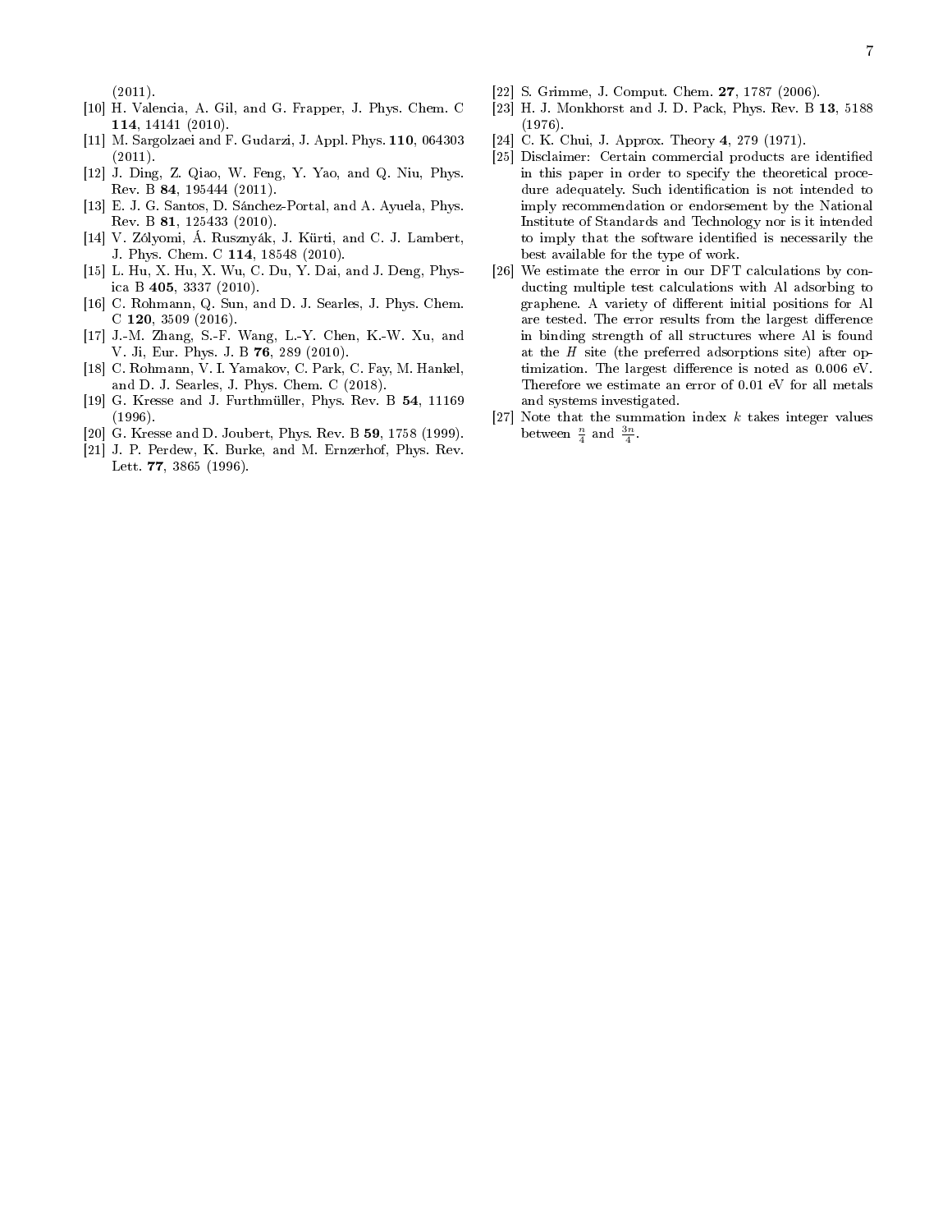(2011).

[10] H. Valencia, A. Gil, and G. Frapper, J. Phys. Chem. C **114**, 14141 (2010).

[11] M. Sargolzaei and F. Gudarzi, J. Appl. Phys. **110**, 064303 (2011).

[12] J. Ding, Z. Qiao, W. Feng, Y. Yao, and Q. Niu, Phys. Rev. B **84**, 195444 (2011).

[13] E. J. G. Santos, D. Sánchez-Portal, and A. Ayuela, Phys. Rev. B **81**, 125433 (2010).

[14] V. Zólyomi, Á. Rusznyák, J. Kürti, and C. J. Lambert, J. Phys. Chem. C **114**, 18548 (2010).

[15] L. Hu, X. Hu, X. Wu, C. Du, Y. Dai, and J. Deng, Physica B **405**, 3337 (2010).

[16] C. Rohmann, Q. Sun, and D. J. Searles, J. Phys. Chem. C **120**, 3509 (2016).

[17] J.-M. Zhang, S.-F. Wang, L.-Y. Chen, K.-W. Xu, and V. Ji, Eur. Phys. J. B **76**, 289 (2010).

[18] C. Rohmann, V. I. Yamakov, C. Park, C. Fay, M. Hankel, and D. J. Searles, J. Phys. Chem. C (2018).

[19] G. Kresse and J. Furthmüller, Phys. Rev. B **54**, 11169 (1996).

[20] G. Kresse and D. Joubert, Phys. Rev. B **59**, 1758 (1999).

[21] J. P. Perdew, K. Burke, and M. Ernzerhof, Phys. Rev. Lett. **77**, 3865 (1996).

[22] S. Grimme, J. Comput. Chem. **27**, 1787 (2006).

[23] H. J. Monkhorst and J. D. Pack, Phys. Rev. B **13**, 5188 (1976).

[24] C. K. Chui, J. Approx. Theory **4**, 279 (1971).

[25] Disclaimer: Certain commercial products are identified in this paper in order to specify the theoretical procedure adequately. Such identification is not intended to imply recommendation or endorsement by the National Institute of Standards and Technology nor is it intended to imply that the software identified is necessarily the best available for the type of work.

[26] We estimate the error in our DFT calculations by conducting multiple test calculations with Al adsorbing to graphene. A variety of different initial positions for Al are tested. The error results from the largest difference in binding strength of all structures where Al is found at the $H$ site (the preferred adsorptions site) after optimization. The largest difference is noted as 0.006 eV. Therefore we estimate an error of 0.01 eV for all metals and systems investigated.

[27] Note that the summation index $k$ takes integer values between $\frac{n}{4}$ and $\frac{3n}{4}$.